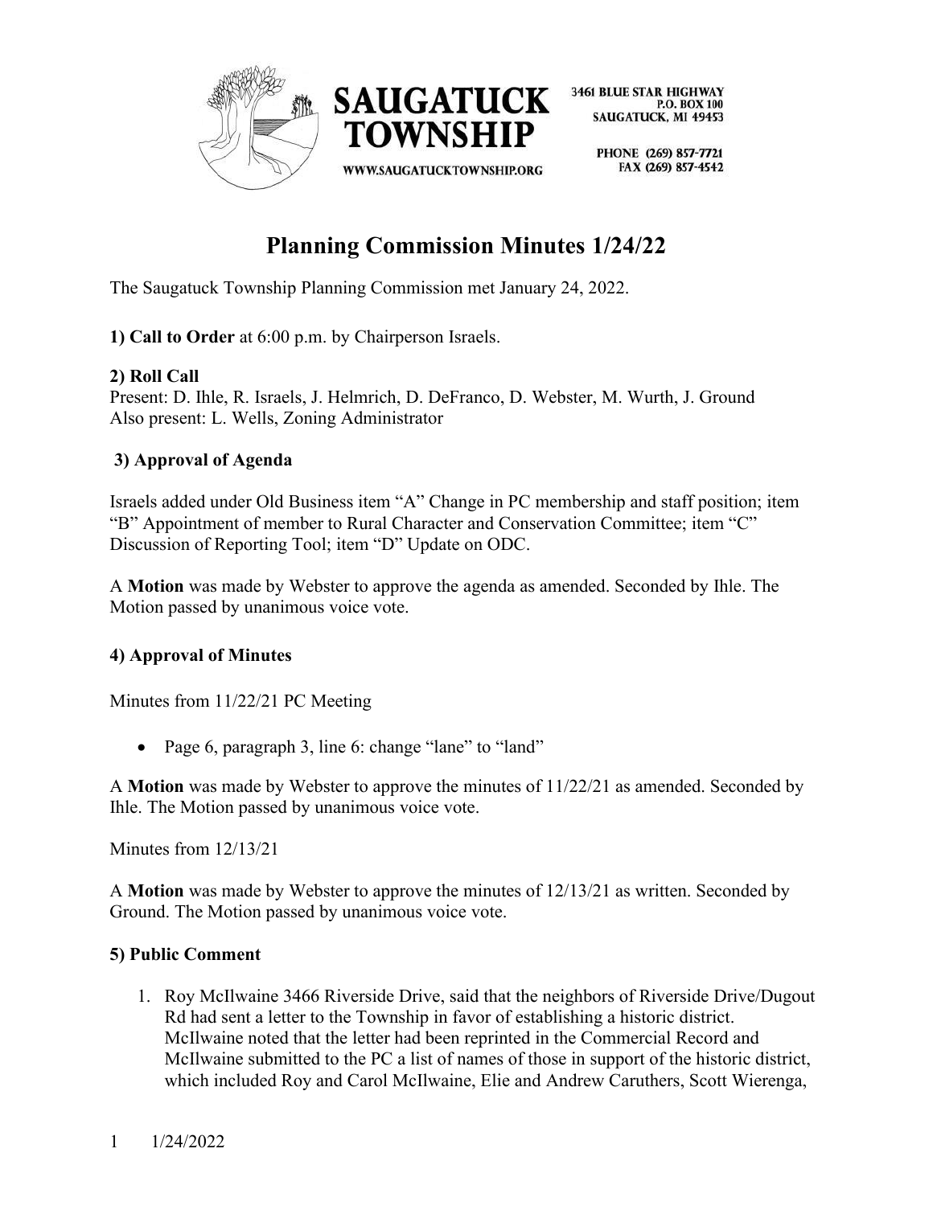SAUGATUCK TOWNSHIP

3461 BLUE STAR HIGHWAY
P.O. BOX 100
SAUGATUCK, MI 49453

PHONE (269) 857-7721
FAX (269) 857-4542

WWW.SAUGATUCKTOWNSHIP.ORG

# Planning Commission Minutes 1/24/22

The Saugatuck Township Planning Commission met January 24, 2022.

**1) Call to Order** at 6:00 p.m. by Chairperson Israels.

**2) Roll Call**
Present: D. Ihle, R. Israels, J. Helmrich, D. DeFranco, D. Webster, M. Wurth, J. Ground
Also present: L. Wells, Zoning Administrator

**3) Approval of Agenda**

Israels added under Old Business item "A" Change in PC membership and staff position; item "B" Appointment of member to Rural Character and Conservation Committee; item "C" Discussion of Reporting Tool; item "D" Update on ODC.

A **Motion** was made by Webster to approve the agenda as amended. Seconded by Ihle. The Motion passed by unanimous voice vote.

**4) Approval of Minutes**

Minutes from 11/22/21 PC Meeting

- Page 6, paragraph 3, line 6: change "lane" to "land"

A **Motion** was made by Webster to approve the minutes of 11/22/21 as amended. Seconded by Ihle. The Motion passed by unanimous voice vote.

Minutes from 12/13/21

A **Motion** was made by Webster to approve the minutes of 12/13/21 as written. Seconded by Ground. The Motion passed by unanimous voice vote.

**5) Public Comment**

1. Roy McIlwaine 3466 Riverside Drive, said that the neighbors of Riverside Drive/Dugout Rd had sent a letter to the Township in favor of establishing a historic district. McIlwaine noted that the letter had been reprinted in the Commercial Record and McIlwaine submitted to the PC a list of names of those in support of the historic district, which included Roy and Carol McIlwaine, Elie and Andrew Caruthers, Scott Wierenga,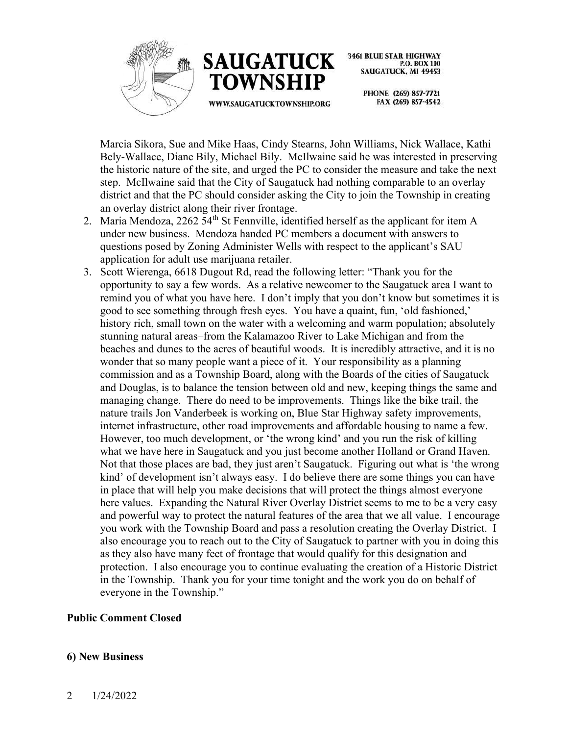Marcia Sikora, Sue and Mike Haas, Cindy Stearns, John Williams, Nick Wallace, Kathi Bely-Wallace, Diane Bily, Michael Bily. McIlwaine said he was interested in preserving the historic nature of the site, and urged the PC to consider the measure and take the next step. McIlwaine said that the City of Saugatuck had nothing comparable to an overlay district and that the PC should consider asking the City to join the Township in creating an overlay district along their river frontage.

2. Maria Mendoza, 2262 54th St Fennville, identified herself as the applicant for item A under new business. Mendoza handed PC members a document with answers to questions posed by Zoning Administer Wells with respect to the applicant's SAU application for adult use marijuana retailer.
3. Scott Wierenga, 6618 Dugout Rd, read the following letter: "Thank you for the opportunity to say a few words. As a relative newcomer to the Saugatuck area I want to remind you of what you have here. I don't imply that you don't know but sometimes it is good to see something through fresh eyes. You have a quaint, fun, 'old fashioned,' history rich, small town on the water with a welcoming and warm population; absolutely stunning natural areas–from the Kalamazoo River to Lake Michigan and from the beaches and dunes to the acres of beautiful woods. It is incredibly attractive, and it is no wonder that so many people want a piece of it. Your responsibility as a planning commission and as a Township Board, along with the Boards of the cities of Saugatuck and Douglas, is to balance the tension between old and new, keeping things the same and managing change. There do need to be improvements. Things like the bike trail, the nature trails Jon Vanderbeek is working on, Blue Star Highway safety improvements, internet infrastructure, other road improvements and affordable housing to name a few. However, too much development, or 'the wrong kind' and you run the risk of killing what we have here in Saugatuck and you just become another Holland or Grand Haven. Not that those places are bad, they just aren't Saugatuck. Figuring out what is 'the wrong kind' of development isn't always easy. I do believe there are some things you can have in place that will help you make decisions that will protect the things almost everyone here values. Expanding the Natural River Overlay District seems to me to be a very easy and powerful way to protect the natural features of the area that we all value. I encourage you work with the Township Board and pass a resolution creating the Overlay District. I also encourage you to reach out to the City of Saugatuck to partner with you in doing this as they also have many feet of frontage that would qualify for this designation and protection. I also encourage you to continue evaluating the creation of a Historic District in the Township. Thank you for your time tonight and the work you do on behalf of everyone in the Township."

**Public Comment Closed**

**6) New Business**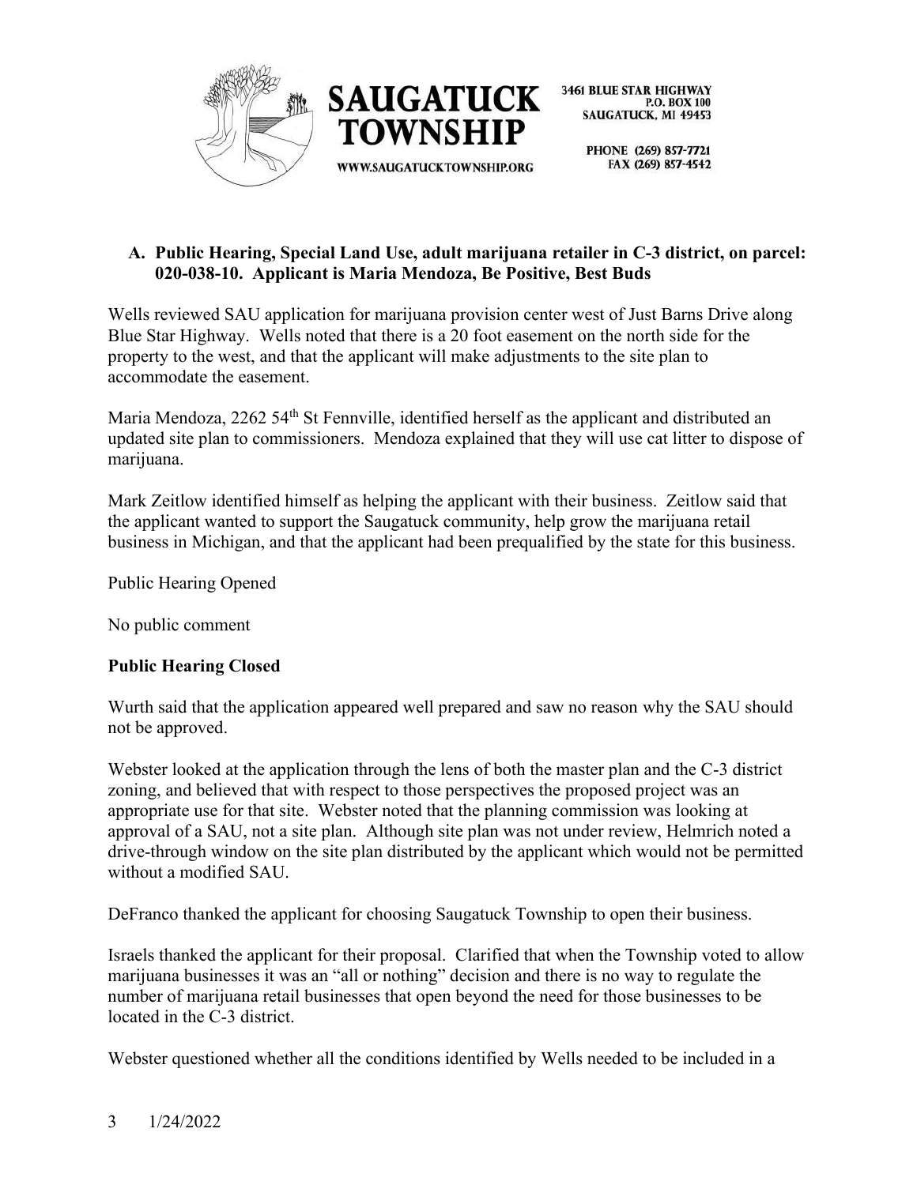**A. Public Hearing, Special Land Use, adult marijuana retailer in C-3 district, on parcel: 020-038-10. Applicant is Maria Mendoza, Be Positive, Best Buds**

Wells reviewed SAU application for marijuana provision center west of Just Barns Drive along Blue Star Highway. Wells noted that there is a 20 foot easement on the north side for the property to the west, and that the applicant will make adjustments to the site plan to accommodate the easement.

Maria Mendoza, 2262 54th St Fennville, identified herself as the applicant and distributed an updated site plan to commissioners. Mendoza explained that they will use cat litter to dispose of marijuana.

Mark Zeitlow identified himself as helping the applicant with their business. Zeitlow said that the applicant wanted to support the Saugatuck community, help grow the marijuana retail business in Michigan, and that the applicant had been prequalified by the state for this business.

Public Hearing Opened

No public comment

**Public Hearing Closed**

Wurth said that the application appeared well prepared and saw no reason why the SAU should not be approved.

Webster looked at the application through the lens of both the master plan and the C-3 district zoning, and believed that with respect to those perspectives the proposed project was an appropriate use for that site. Webster noted that the planning commission was looking at approval of a SAU, not a site plan. Although site plan was not under review, Helmrich noted a drive-through window on the site plan distributed by the applicant which would not be permitted without a modified SAU.

DeFranco thanked the applicant for choosing Saugatuck Township to open their business.

Israels thanked the applicant for their proposal. Clarified that when the Township voted to allow marijuana businesses it was an "all or nothing" decision and there is no way to regulate the number of marijuana retail businesses that open beyond the need for those businesses to be located in the C-3 district.

Webster questioned whether all the conditions identified by Wells needed to be included in a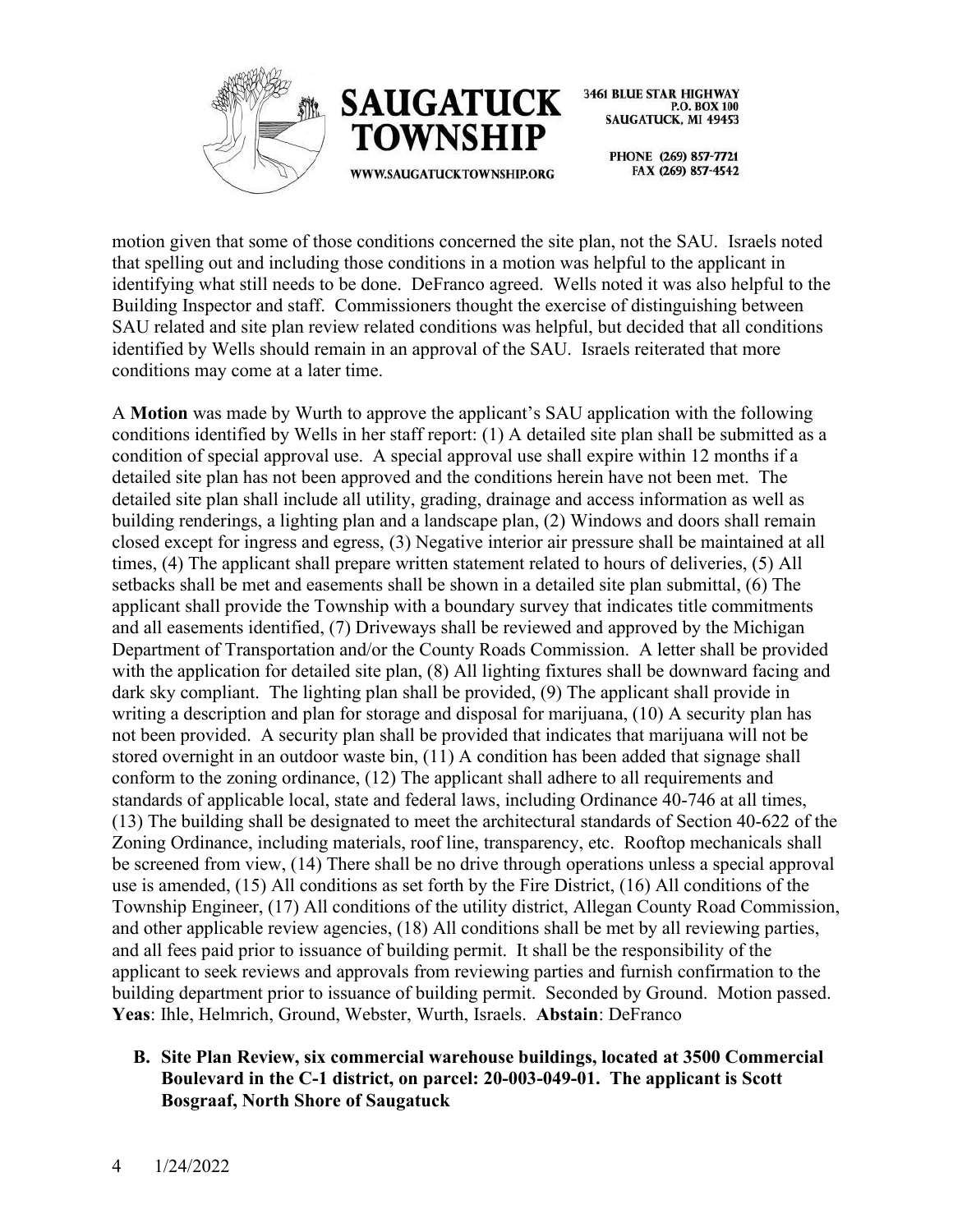motion given that some of those conditions concerned the site plan, not the SAU. Israels noted that spelling out and including those conditions in a motion was helpful to the applicant in identifying what still needs to be done. DeFranco agreed. Wells noted it was also helpful to the Building Inspector and staff. Commissioners thought the exercise of distinguishing between SAU related and site plan review related conditions was helpful, but decided that all conditions identified by Wells should remain in an approval of the SAU. Israels reiterated that more conditions may come at a later time.

A **Motion** was made by Wurth to approve the applicant's SAU application with the following conditions identified by Wells in her staff report: (1) A detailed site plan shall be submitted as a condition of special approval use. A special approval use shall expire within 12 months if a detailed site plan has not been approved and the conditions herein have not been met. The detailed site plan shall include all utility, grading, drainage and access information as well as building renderings, a lighting plan and a landscape plan, (2) Windows and doors shall remain closed except for ingress and egress, (3) Negative interior air pressure shall be maintained at all times, (4) The applicant shall prepare written statement related to hours of deliveries, (5) All setbacks shall be met and easements shall be shown in a detailed site plan submittal, (6) The applicant shall provide the Township with a boundary survey that indicates title commitments and all easements identified, (7) Driveways shall be reviewed and approved by the Michigan Department of Transportation and/or the County Roads Commission. A letter shall be provided with the application for detailed site plan, (8) All lighting fixtures shall be downward facing and dark sky compliant. The lighting plan shall be provided, (9) The applicant shall provide in writing a description and plan for storage and disposal for marijuana, (10) A security plan has not been provided. A security plan shall be provided that indicates that marijuana will not be stored overnight in an outdoor waste bin, (11) A condition has been added that signage shall conform to the zoning ordinance, (12) The applicant shall adhere to all requirements and standards of applicable local, state and federal laws, including Ordinance 40-746 at all times, (13) The building shall be designated to meet the architectural standards of Section 40-622 of the Zoning Ordinance, including materials, roof line, transparency, etc. Rooftop mechanicals shall be screened from view, (14) There shall be no drive through operations unless a special approval use is amended, (15) All conditions as set forth by the Fire District, (16) All conditions of the Township Engineer, (17) All conditions of the utility district, Allegan County Road Commission, and other applicable review agencies, (18) All conditions shall be met by all reviewing parties, and all fees paid prior to issuance of building permit. It shall be the responsibility of the applicant to seek reviews and approvals from reviewing parties and furnish confirmation to the building department prior to issuance of building permit. Seconded by Ground. Motion passed. **Yeas**: Ihle, Helmrich, Ground, Webster, Wurth, Israels. **Abstain**: DeFranco

**B. Site Plan Review, six commercial warehouse buildings, located at 3500 Commercial Boulevard in the C-1 district, on parcel: 20-003-049-01. The applicant is Scott Bosgraaf, North Shore of Saugatuck**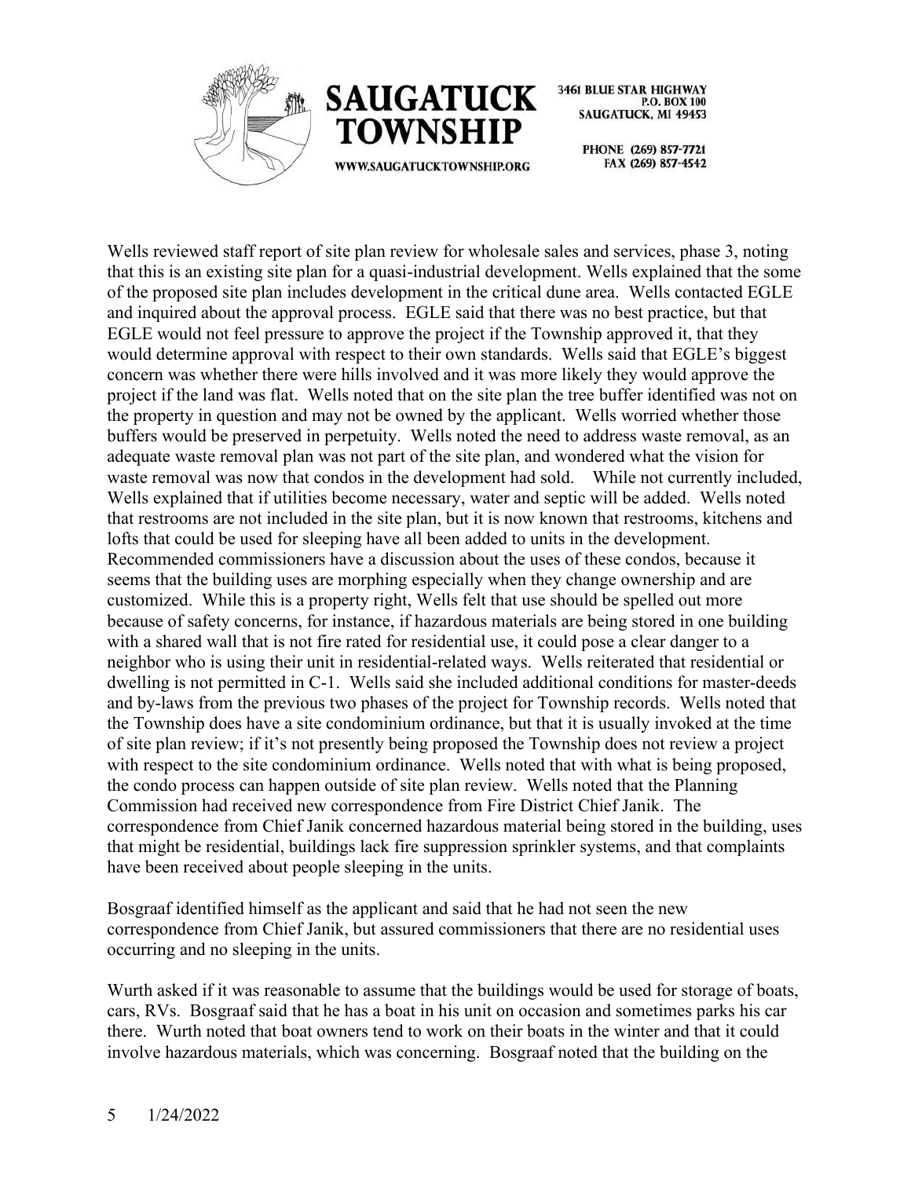Wells reviewed staff report of site plan review for wholesale sales and services, phase 3, noting that this is an existing site plan for a quasi-industrial development. Wells explained that the some of the proposed site plan includes development in the critical dune area. Wells contacted EGLE and inquired about the approval process. EGLE said that there was no best practice, but that EGLE would not feel pressure to approve the project if the Township approved it, that they would determine approval with respect to their own standards. Wells said that EGLE's biggest concern was whether there were hills involved and it was more likely they would approve the project if the land was flat. Wells noted that on the site plan the tree buffer identified was not on the property in question and may not be owned by the applicant. Wells worried whether those buffers would be preserved in perpetuity. Wells noted the need to address waste removal, as an adequate waste removal plan was not part of the site plan, and wondered what the vision for waste removal was now that condos in the development had sold. While not currently included, Wells explained that if utilities become necessary, water and septic will be added. Wells noted that restrooms are not included in the site plan, but it is now known that restrooms, kitchens and lofts that could be used for sleeping have all been added to units in the development. Recommended commissioners have a discussion about the uses of these condos, because it seems that the building uses are morphing especially when they change ownership and are customized. While this is a property right, Wells felt that use should be spelled out more because of safety concerns, for instance, if hazardous materials are being stored in one building with a shared wall that is not fire rated for residential use, it could pose a clear danger to a neighbor who is using their unit in residential-related ways. Wells reiterated that residential or dwelling is not permitted in C-1. Wells said she included additional conditions for master-deeds and by-laws from the previous two phases of the project for Township records. Wells noted that the Township does have a site condominium ordinance, but that it is usually invoked at the time of site plan review; if it's not presently being proposed the Township does not review a project with respect to the site condominium ordinance. Wells noted that with what is being proposed, the condo process can happen outside of site plan review. Wells noted that the Planning Commission had received new correspondence from Fire District Chief Janik. The correspondence from Chief Janik concerned hazardous material being stored in the building, uses that might be residential, buildings lack fire suppression sprinkler systems, and that complaints have been received about people sleeping in the units.

Bosgraaf identified himself as the applicant and said that he had not seen the new correspondence from Chief Janik, but assured commissioners that there are no residential uses occurring and no sleeping in the units.

Wurth asked if it was reasonable to assume that the buildings would be used for storage of boats, cars, RVs. Bosgraaf said that he has a boat in his unit on occasion and sometimes parks his car there. Wurth noted that boat owners tend to work on their boats in the winter and that it could involve hazardous materials, which was concerning. Bosgraaf noted that the building on the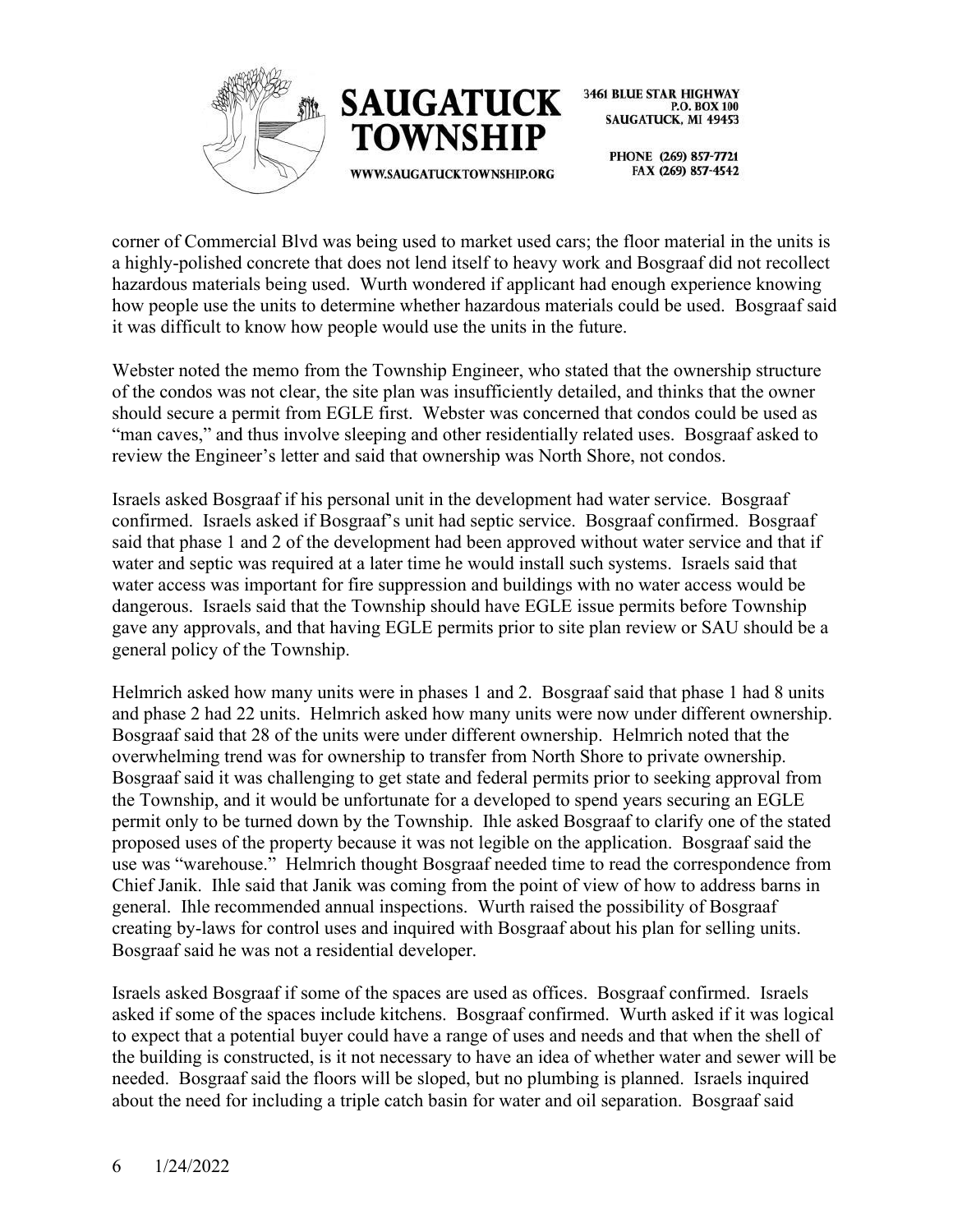corner of Commercial Blvd was being used to market used cars; the floor material in the units is a highly-polished concrete that does not lend itself to heavy work and Bosgraaf did not recollect hazardous materials being used. Wurth wondered if applicant had enough experience knowing how people use the units to determine whether hazardous materials could be used. Bosgraaf said it was difficult to know how people would use the units in the future.

Webster noted the memo from the Township Engineer, who stated that the ownership structure of the condos was not clear, the site plan was insufficiently detailed, and thinks that the owner should secure a permit from EGLE first. Webster was concerned that condos could be used as "man caves," and thus involve sleeping and other residentially related uses. Bosgraaf asked to review the Engineer's letter and said that ownership was North Shore, not condos.

Israels asked Bosgraaf if his personal unit in the development had water service. Bosgraaf confirmed. Israels asked if Bosgraaf's unit had septic service. Bosgraaf confirmed. Bosgraaf said that phase 1 and 2 of the development had been approved without water service and that if water and septic was required at a later time he would install such systems. Israels said that water access was important for fire suppression and buildings with no water access would be dangerous. Israels said that the Township should have EGLE issue permits before Township gave any approvals, and that having EGLE permits prior to site plan review or SAU should be a general policy of the Township.

Helmrich asked how many units were in phases 1 and 2. Bosgraaf said that phase 1 had 8 units and phase 2 had 22 units. Helmrich asked how many units were now under different ownership. Bosgraaf said that 28 of the units were under different ownership. Helmrich noted that the overwhelming trend was for ownership to transfer from North Shore to private ownership. Bosgraaf said it was challenging to get state and federal permits prior to seeking approval from the Township, and it would be unfortunate for a developed to spend years securing an EGLE permit only to be turned down by the Township. Ihle asked Bosgraaf to clarify one of the stated proposed uses of the property because it was not legible on the application. Bosgraaf said the use was "warehouse." Helmrich thought Bosgraaf needed time to read the correspondence from Chief Janik. Ihle said that Janik was coming from the point of view of how to address barns in general. Ihle recommended annual inspections. Wurth raised the possibility of Bosgraaf creating by-laws for control uses and inquired with Bosgraaf about his plan for selling units. Bosgraaf said he was not a residential developer.

Israels asked Bosgraaf if some of the spaces are used as offices. Bosgraaf confirmed. Israels asked if some of the spaces include kitchens. Bosgraaf confirmed. Wurth asked if it was logical to expect that a potential buyer could have a range of uses and needs and that when the shell of the building is constructed, is it not necessary to have an idea of whether water and sewer will be needed. Bosgraaf said the floors will be sloped, but no plumbing is planned. Israels inquired about the need for including a triple catch basin for water and oil separation. Bosgraaf said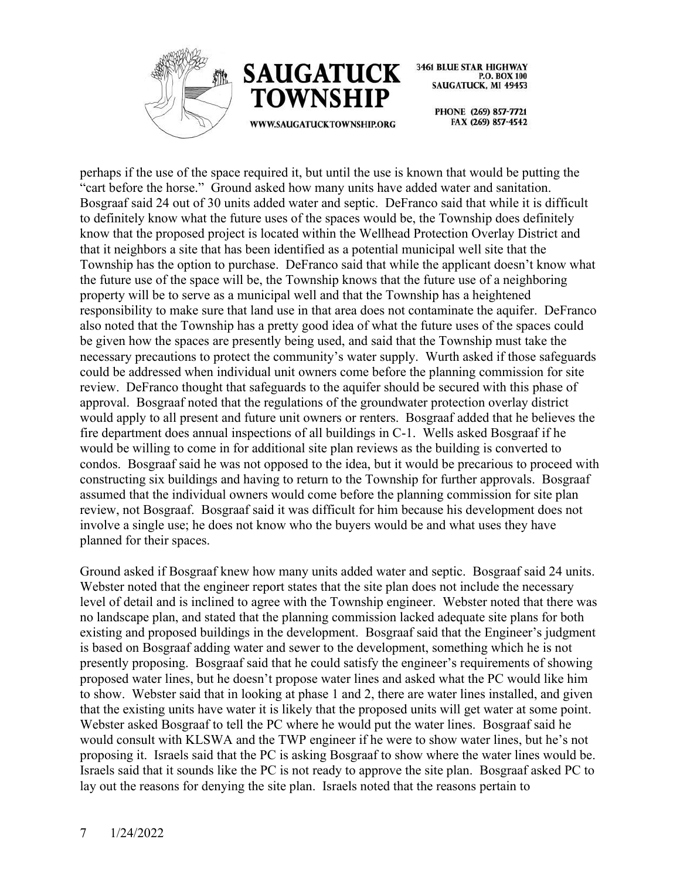perhaps if the use of the space required it, but until the use is known that would be putting the "cart before the horse." Ground asked how many units have added water and sanitation. Bosgraaf said 24 out of 30 units added water and septic. DeFranco said that while it is difficult to definitely know what the future uses of the spaces would be, the Township does definitely know that the proposed project is located within the Wellhead Protection Overlay District and that it neighbors a site that has been identified as a potential municipal well site that the Township has the option to purchase. DeFranco said that while the applicant doesn't know what the future use of the space will be, the Township knows that the future use of a neighboring property will be to serve as a municipal well and that the Township has a heightened responsibility to make sure that land use in that area does not contaminate the aquifer. DeFranco also noted that the Township has a pretty good idea of what the future uses of the spaces could be given how the spaces are presently being used, and said that the Township must take the necessary precautions to protect the community's water supply. Wurth asked if those safeguards could be addressed when individual unit owners come before the planning commission for site review. DeFranco thought that safeguards to the aquifer should be secured with this phase of approval. Bosgraaf noted that the regulations of the groundwater protection overlay district would apply to all present and future unit owners or renters. Bosgraaf added that he believes the fire department does annual inspections of all buildings in C-1. Wells asked Bosgraaf if he would be willing to come in for additional site plan reviews as the building is converted to condos. Bosgraaf said he was not opposed to the idea, but it would be precarious to proceed with constructing six buildings and having to return to the Township for further approvals. Bosgraaf assumed that the individual owners would come before the planning commission for site plan review, not Bosgraaf. Bosgraaf said it was difficult for him because his development does not involve a single use; he does not know who the buyers would be and what uses they have planned for their spaces.

Ground asked if Bosgraaf knew how many units added water and septic. Bosgraaf said 24 units. Webster noted that the engineer report states that the site plan does not include the necessary level of detail and is inclined to agree with the Township engineer. Webster noted that there was no landscape plan, and stated that the planning commission lacked adequate site plans for both existing and proposed buildings in the development. Bosgraaf said that the Engineer's judgment is based on Bosgraaf adding water and sewer to the development, something which he is not presently proposing. Bosgraaf said that he could satisfy the engineer's requirements of showing proposed water lines, but he doesn't propose water lines and asked what the PC would like him to show. Webster said that in looking at phase 1 and 2, there are water lines installed, and given that the existing units have water it is likely that the proposed units will get water at some point. Webster asked Bosgraaf to tell the PC where he would put the water lines. Bosgraaf said he would consult with KLSWA and the TWP engineer if he were to show water lines, but he's not proposing it. Israels said that the PC is asking Bosgraaf to show where the water lines would be. Israels said that it sounds like the PC is not ready to approve the site plan. Bosgraaf asked PC to lay out the reasons for denying the site plan. Israels noted that the reasons pertain to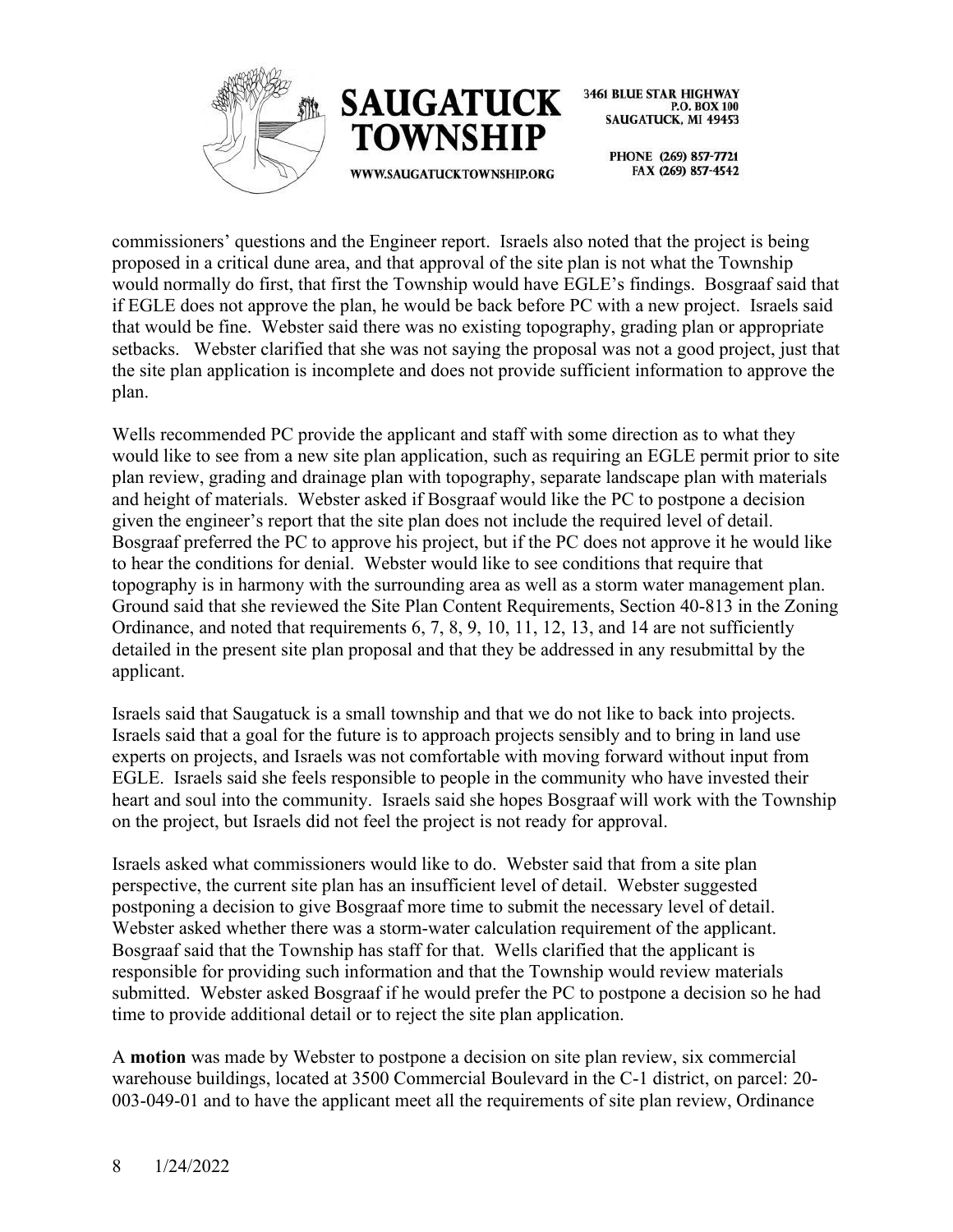commissioners' questions and the Engineer report. Israels also noted that the project is being proposed in a critical dune area, and that approval of the site plan is not what the Township would normally do first, that first the Township would have EGLE's findings. Bosgraaf said that if EGLE does not approve the plan, he would be back before PC with a new project. Israels said that would be fine. Webster said there was no existing topography, grading plan or appropriate setbacks. Webster clarified that she was not saying the proposal was not a good project, just that the site plan application is incomplete and does not provide sufficient information to approve the plan.

Wells recommended PC provide the applicant and staff with some direction as to what they would like to see from a new site plan application, such as requiring an EGLE permit prior to site plan review, grading and drainage plan with topography, separate landscape plan with materials and height of materials. Webster asked if Bosgraaf would like the PC to postpone a decision given the engineer's report that the site plan does not include the required level of detail. Bosgraaf preferred the PC to approve his project, but if the PC does not approve it he would like to hear the conditions for denial. Webster would like to see conditions that require that topography is in harmony with the surrounding area as well as a storm water management plan. Ground said that she reviewed the Site Plan Content Requirements, Section 40-813 in the Zoning Ordinance, and noted that requirements 6, 7, 8, 9, 10, 11, 12, 13, and 14 are not sufficiently detailed in the present site plan proposal and that they be addressed in any resubmittal by the applicant.

Israels said that Saugatuck is a small township and that we do not like to back into projects. Israels said that a goal for the future is to approach projects sensibly and to bring in land use experts on projects, and Israels was not comfortable with moving forward without input from EGLE. Israels said she feels responsible to people in the community who have invested their heart and soul into the community. Israels said she hopes Bosgraaf will work with the Township on the project, but Israels did not feel the project is not ready for approval.

Israels asked what commissioners would like to do. Webster said that from a site plan perspective, the current site plan has an insufficient level of detail. Webster suggested postponing a decision to give Bosgraaf more time to submit the necessary level of detail. Webster asked whether there was a storm-water calculation requirement of the applicant. Bosgraaf said that the Township has staff for that. Wells clarified that the applicant is responsible for providing such information and that the Township would review materials submitted. Webster asked Bosgraaf if he would prefer the PC to postpone a decision so he had time to provide additional detail or to reject the site plan application.

A **motion** was made by Webster to postpone a decision on site plan review, six commercial warehouse buildings, located at 3500 Commercial Boulevard in the C-1 district, on parcel: 20-003-049-01 and to have the applicant meet all the requirements of site plan review, Ordinance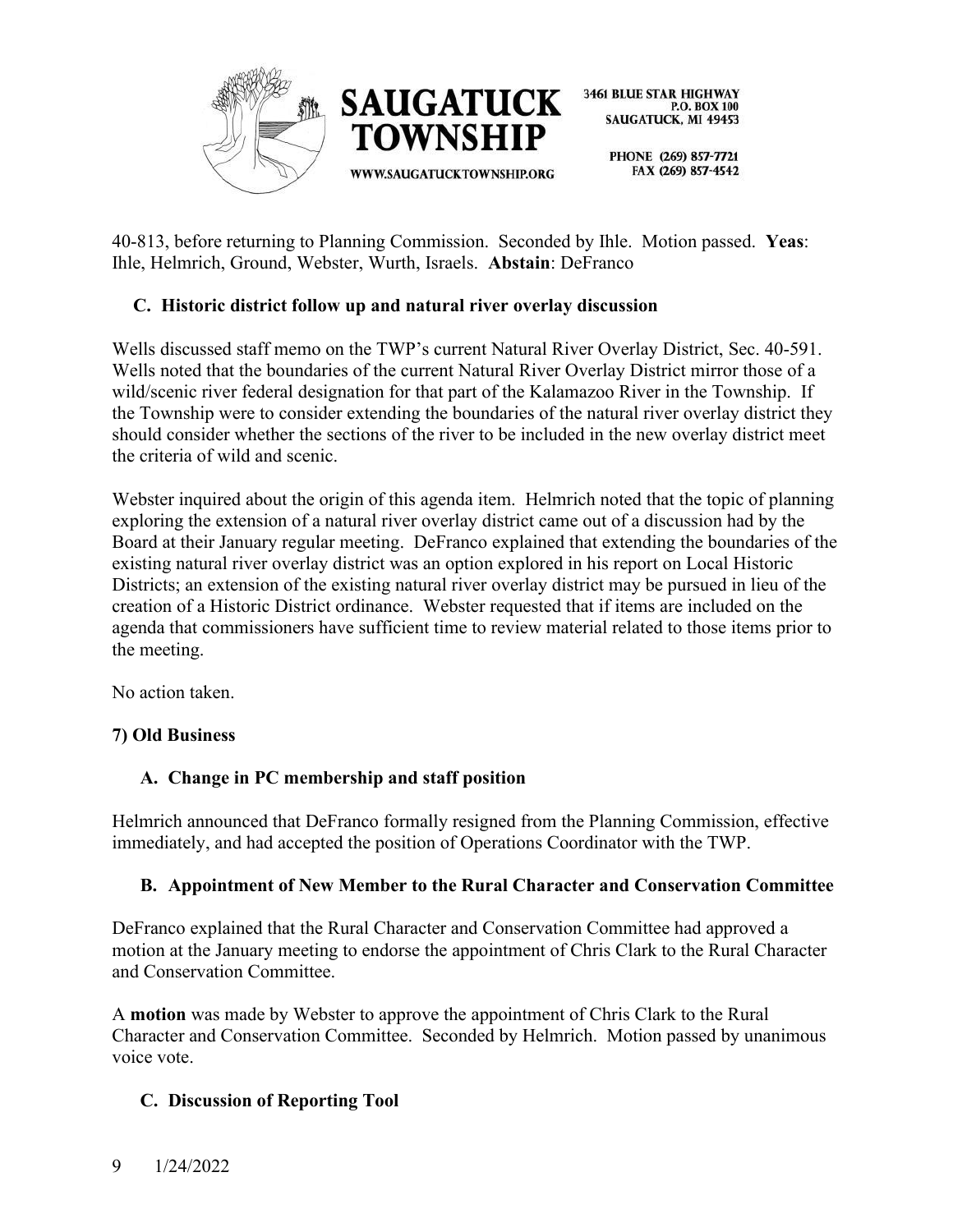40-813, before returning to Planning Commission. Seconded by Ihle. Motion passed. **Yeas**: Ihle, Helmrich, Ground, Webster, Wurth, Israels. **Abstain**: DeFranco

### C. Historic district follow up and natural river overlay discussion

Wells discussed staff memo on the TWP's current Natural River Overlay District, Sec. 40-591. Wells noted that the boundaries of the current Natural River Overlay District mirror those of a wild/scenic river federal designation for that part of the Kalamazoo River in the Township. If the Township were to consider extending the boundaries of the natural river overlay district they should consider whether the sections of the river to be included in the new overlay district meet the criteria of wild and scenic.

Webster inquired about the origin of this agenda item. Helmrich noted that the topic of planning exploring the extension of a natural river overlay district came out of a discussion had by the Board at their January regular meeting. DeFranco explained that extending the boundaries of the existing natural river overlay district was an option explored in his report on Local Historic Districts; an extension of the existing natural river overlay district may be pursued in lieu of the creation of a Historic District ordinance. Webster requested that if items are included on the agenda that commissioners have sufficient time to review material related to those items prior to the meeting.

No action taken.

## 7) Old Business

### A. Change in PC membership and staff position

Helmrich announced that DeFranco formally resigned from the Planning Commission, effective immediately, and had accepted the position of Operations Coordinator with the TWP.

### B. Appointment of New Member to the Rural Character and Conservation Committee

DeFranco explained that the Rural Character and Conservation Committee had approved a motion at the January meeting to endorse the appointment of Chris Clark to the Rural Character and Conservation Committee.

A **motion** was made by Webster to approve the appointment of Chris Clark to the Rural Character and Conservation Committee. Seconded by Helmrich. Motion passed by unanimous voice vote.

### C. Discussion of Reporting Tool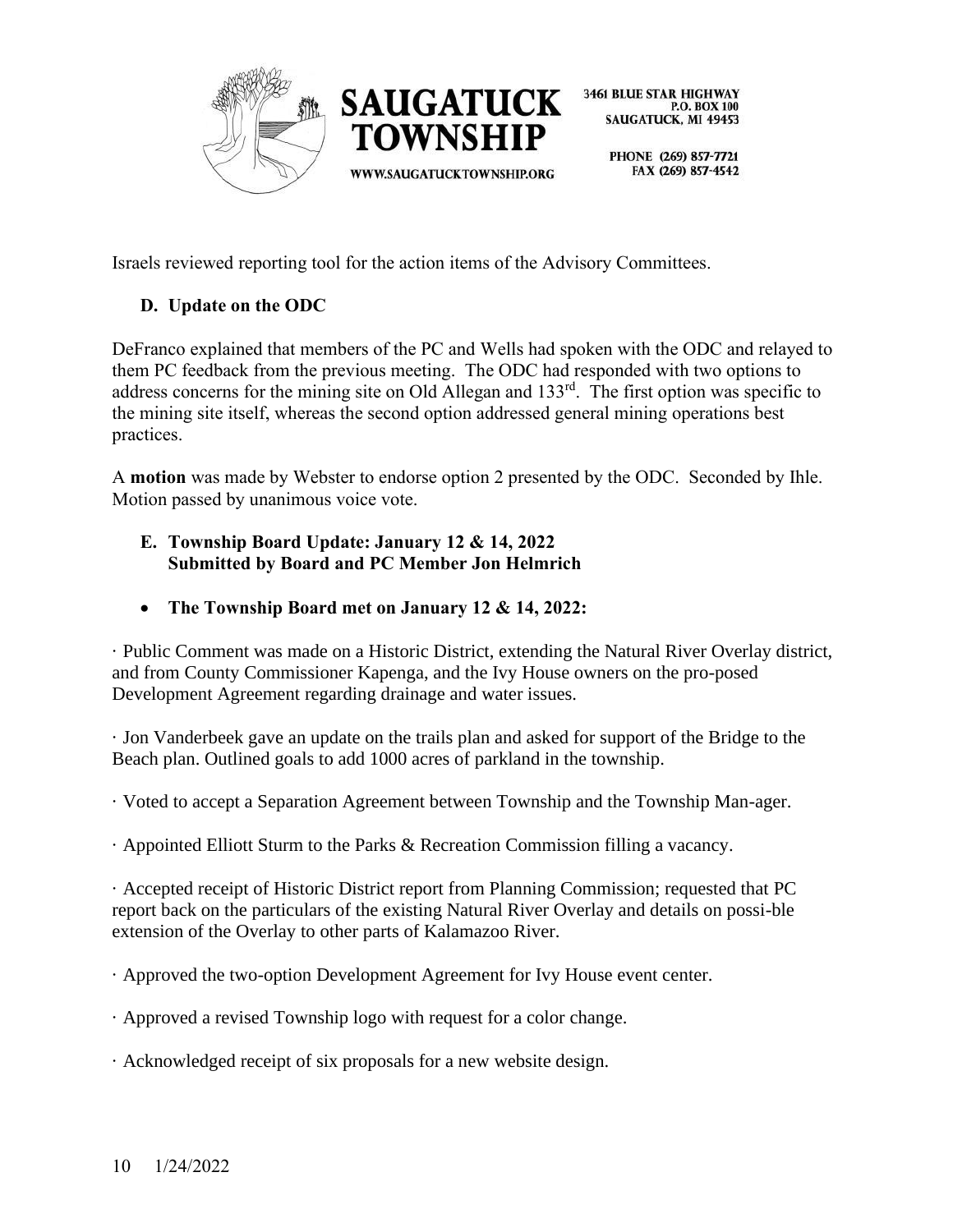Israels reviewed reporting tool for the action items of the Advisory Committees.

**D. Update on the ODC**

DeFranco explained that members of the PC and Wells had spoken with the ODC and relayed to them PC feedback from the previous meeting. The ODC had responded with two options to address concerns for the mining site on Old Allegan and 133rd. The first option was specific to the mining site itself, whereas the second option addressed general mining operations best practices.

A **motion** was made by Webster to endorse option 2 presented by the ODC. Seconded by Ihle. Motion passed by unanimous voice vote.

**E. Township Board Update: January 12 & 14, 2022**
**Submitted by Board and PC Member Jon Helmrich**

- **The Township Board met on January 12 & 14, 2022:**

· Public Comment was made on a Historic District, extending the Natural River Overlay district, and from County Commissioner Kapenga, and the Ivy House owners on the pro-posed Development Agreement regarding drainage and water issues.

· Jon Vanderbeek gave an update on the trails plan and asked for support of the Bridge to the Beach plan. Outlined goals to add 1000 acres of parkland in the township.

· Voted to accept a Separation Agreement between Township and the Township Man-ager.

· Appointed Elliott Sturm to the Parks & Recreation Commission filling a vacancy.

· Accepted receipt of Historic District report from Planning Commission; requested that PC report back on the particulars of the existing Natural River Overlay and details on possi-ble extension of the Overlay to other parts of Kalamazoo River.

· Approved the two-option Development Agreement for Ivy House event center.

· Approved a revised Township logo with request for a color change.

· Acknowledged receipt of six proposals for a new website design.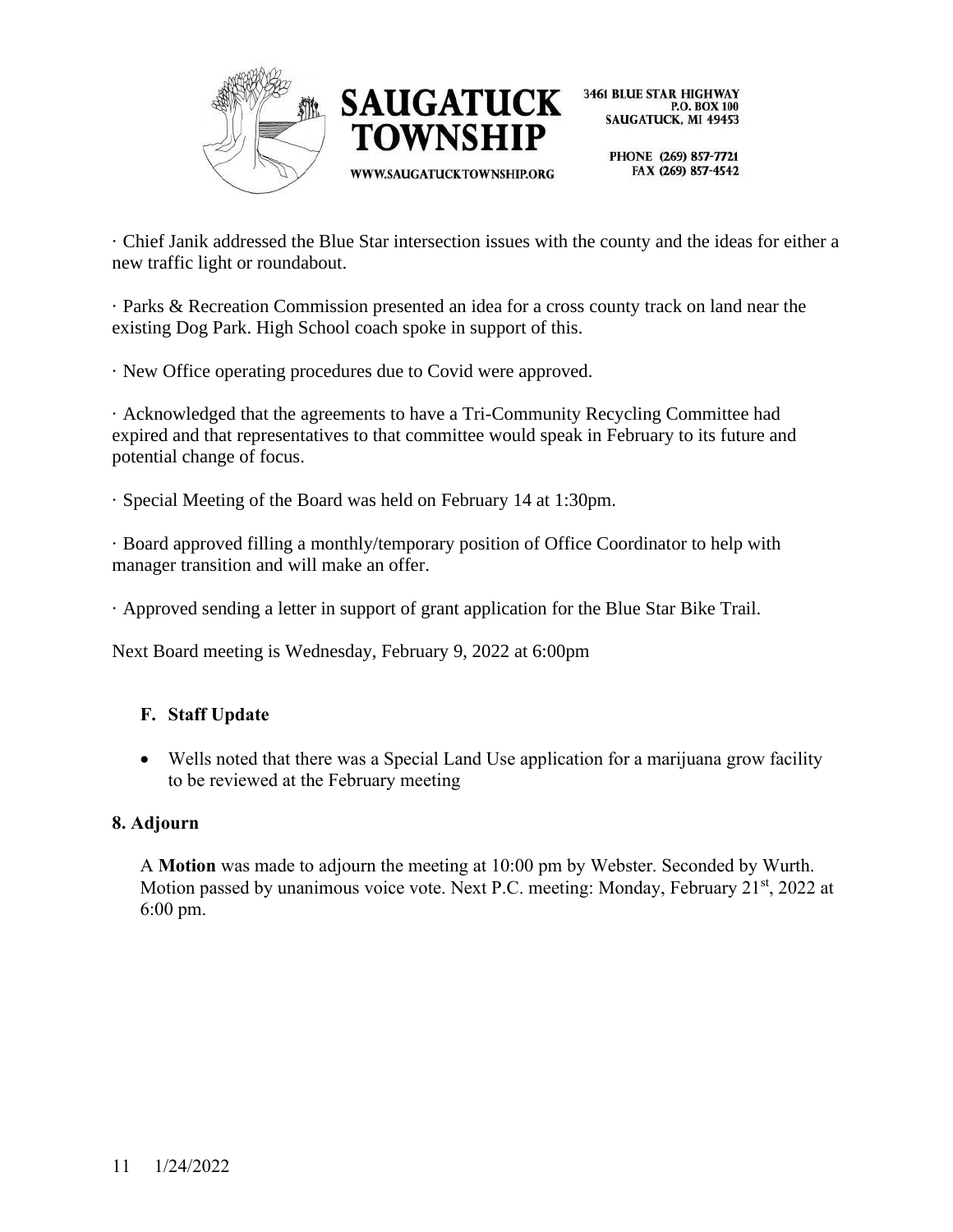· Chief Janik addressed the Blue Star intersection issues with the county and the ideas for either a new traffic light or roundabout.

· Parks & Recreation Commission presented an idea for a cross county track on land near the existing Dog Park. High School coach spoke in support of this.

· New Office operating procedures due to Covid were approved.

· Acknowledged that the agreements to have a Tri-Community Recycling Committee had expired and that representatives to that committee would speak in February to its future and potential change of focus.

· Special Meeting of the Board was held on February 14 at 1:30pm.

· Board approved filling a monthly/temporary position of Office Coordinator to help with manager transition and will make an offer.

· Approved sending a letter in support of grant application for the Blue Star Bike Trail.

Next Board meeting is Wednesday, February 9, 2022 at 6:00pm

### F. Staff Update

- Wells noted that there was a Special Land Use application for a marijuana grow facility to be reviewed at the February meeting

## 8. Adjourn

A **Motion** was made to adjourn the meeting at 10:00 pm by Webster. Seconded by Wurth. Motion passed by unanimous voice vote. Next P.C. meeting: Monday, February 21st, 2022 at 6:00 pm.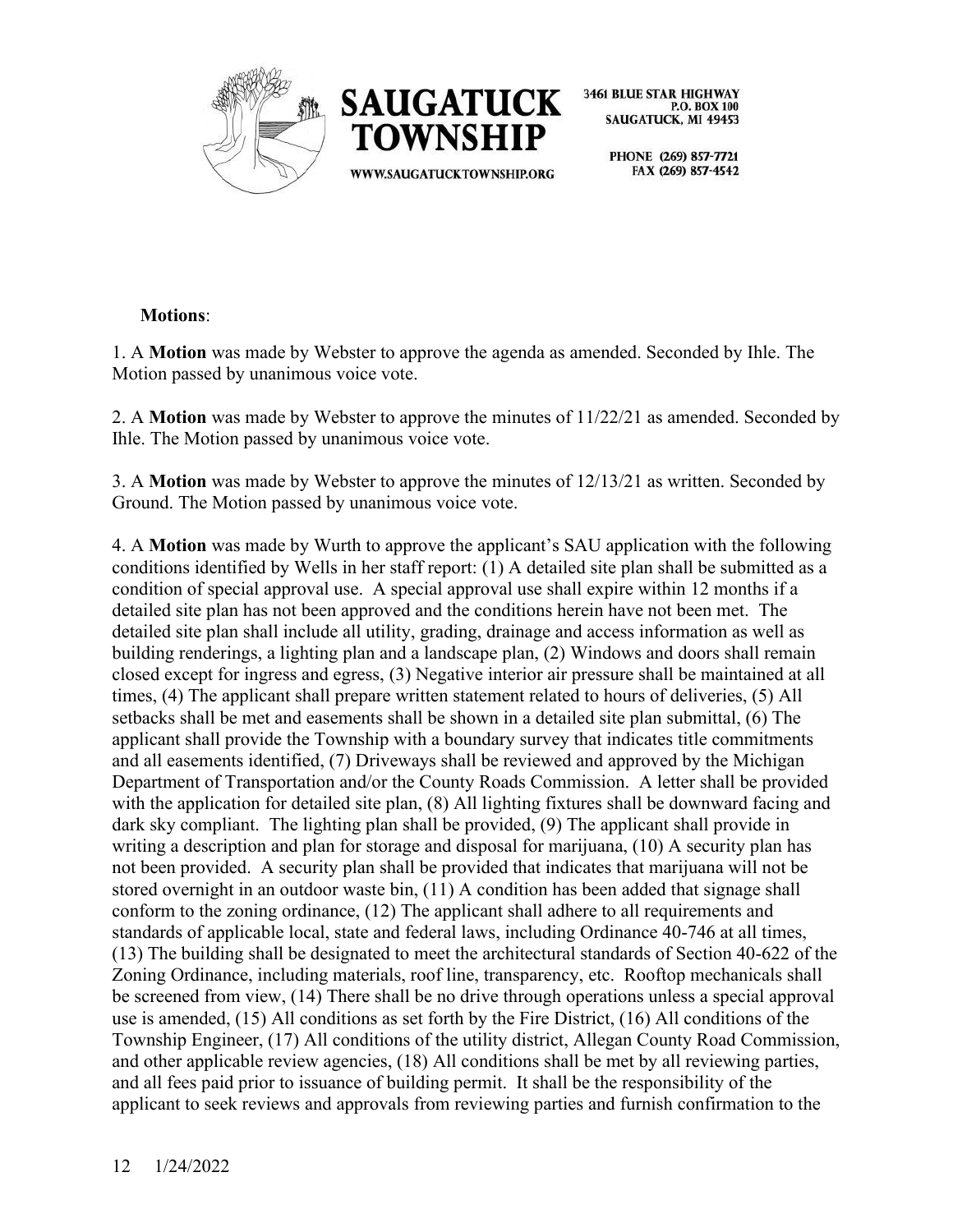**Motions**:

1. A **Motion** was made by Webster to approve the agenda as amended. Seconded by Ihle. The Motion passed by unanimous voice vote.

2. A **Motion** was made by Webster to approve the minutes of 11/22/21 as amended. Seconded by Ihle. The Motion passed by unanimous voice vote.

3. A **Motion** was made by Webster to approve the minutes of 12/13/21 as written. Seconded by Ground. The Motion passed by unanimous voice vote.

4. A **Motion** was made by Wurth to approve the applicant's SAU application with the following conditions identified by Wells in her staff report: (1) A detailed site plan shall be submitted as a condition of special approval use. A special approval use shall expire within 12 months if a detailed site plan has not been approved and the conditions herein have not been met. The detailed site plan shall include all utility, grading, drainage and access information as well as building renderings, a lighting plan and a landscape plan, (2) Windows and doors shall remain closed except for ingress and egress, (3) Negative interior air pressure shall be maintained at all times, (4) The applicant shall prepare written statement related to hours of deliveries, (5) All setbacks shall be met and easements shall be shown in a detailed site plan submittal, (6) The applicant shall provide the Township with a boundary survey that indicates title commitments and all easements identified, (7) Driveways shall be reviewed and approved by the Michigan Department of Transportation and/or the County Roads Commission. A letter shall be provided with the application for detailed site plan, (8) All lighting fixtures shall be downward facing and dark sky compliant. The lighting plan shall be provided, (9) The applicant shall provide in writing a description and plan for storage and disposal for marijuana, (10) A security plan has not been provided. A security plan shall be provided that indicates that marijuana will not be stored overnight in an outdoor waste bin, (11) A condition has been added that signage shall conform to the zoning ordinance, (12) The applicant shall adhere to all requirements and standards of applicable local, state and federal laws, including Ordinance 40-746 at all times, (13) The building shall be designated to meet the architectural standards of Section 40-622 of the Zoning Ordinance, including materials, roof line, transparency, etc. Rooftop mechanicals shall be screened from view, (14) There shall be no drive through operations unless a special approval use is amended, (15) All conditions as set forth by the Fire District, (16) All conditions of the Township Engineer, (17) All conditions of the utility district, Allegan County Road Commission, and other applicable review agencies, (18) All conditions shall be met by all reviewing parties, and all fees paid prior to issuance of building permit. It shall be the responsibility of the applicant to seek reviews and approvals from reviewing parties and furnish confirmation to the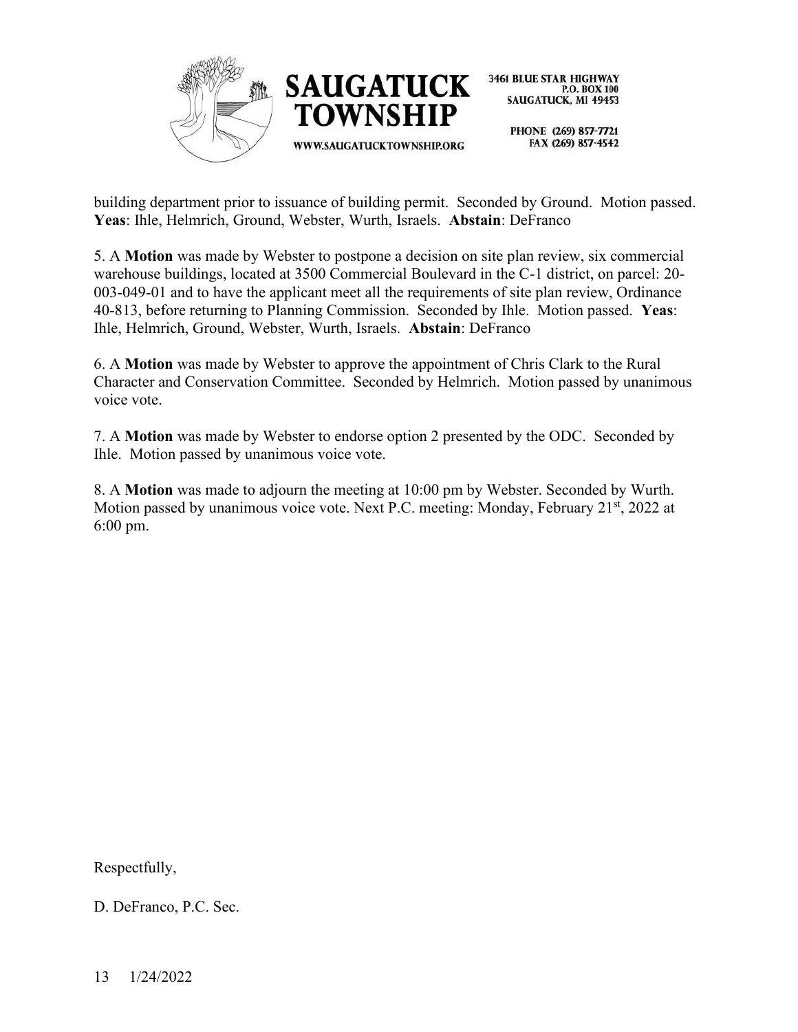building department prior to issuance of building permit. Seconded by Ground. Motion passed. **Yeas**: Ihle, Helmrich, Ground, Webster, Wurth, Israels. **Abstain**: DeFranco

5. A **Motion** was made by Webster to postpone a decision on site plan review, six commercial warehouse buildings, located at 3500 Commercial Boulevard in the C-1 district, on parcel: 20-003-049-01 and to have the applicant meet all the requirements of site plan review, Ordinance 40-813, before returning to Planning Commission. Seconded by Ihle. Motion passed. **Yeas**: Ihle, Helmrich, Ground, Webster, Wurth, Israels. **Abstain**: DeFranco

6. A **Motion** was made by Webster to approve the appointment of Chris Clark to the Rural Character and Conservation Committee. Seconded by Helmrich. Motion passed by unanimous voice vote.

7. A **Motion** was made by Webster to endorse option 2 presented by the ODC. Seconded by Ihle. Motion passed by unanimous voice vote.

8. A **Motion** was made to adjourn the meeting at 10:00 pm by Webster. Seconded by Wurth. Motion passed by unanimous voice vote. Next P.C. meeting: Monday, February 21st, 2022 at 6:00 pm.

Respectfully,

D. DeFranco, P.C. Sec.

1/24/2022